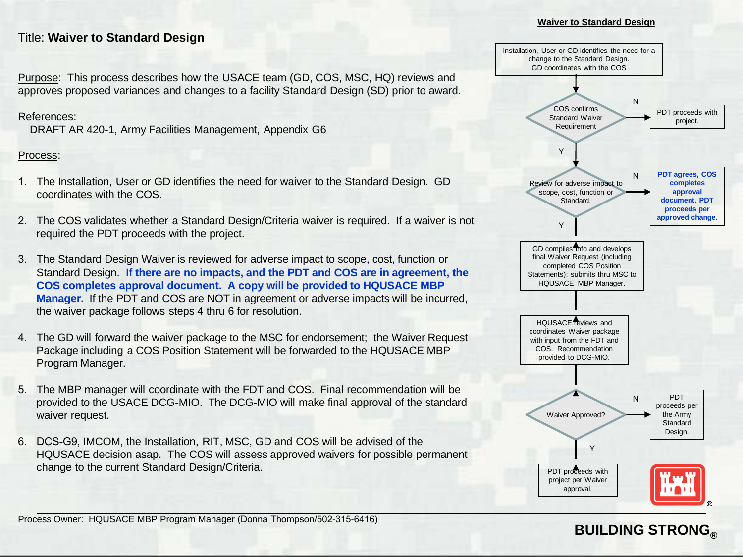Title: **Waiver to Standard Design**

Purpose: This process describes how the USACE team (GD, COS, MSC, HQ) reviews and approves proposed variances and changes to a facility Standard Design (SD) prior to award.

References:
DRAFT AR 420-1, Army Facilities Management, Appendix G6

Process:

1. The Installation, User or GD identifies the need for waiver to the Standard Design. GD coordinates with the COS.
2. The COS validates whether a Standard Design/Criteria waiver is required. If a waiver is not required the PDT proceeds with the project.
3. The Standard Design Waiver is reviewed for adverse impact to scope, cost, function or Standard Design. **If there are no impacts, and the PDT and COS are in agreement, the COS completes approval document. A copy will be provided to HQUSACE MBP Manager.** If the PDT and COS are NOT in agreement or adverse impacts will be incurred, the waiver package follows steps 4 thru 6 for resolution.
4. The GD will forward the waiver package to the MSC for endorsement; the Waiver Request Package including a COS Position Statement will be forwarded to the HQUSACE MBP Program Manager.
5. The MBP manager will coordinate with the FDT and COS. Final recommendation will be provided to the USACE DCG-MIO. The DCG-MIO will make final approval of the standard waiver request.
6. DCS-G9, IMCOM, the Installation, RIT, MSC, GD and COS will be advised of the HQUSACE decision asap. The COS will assess approved waivers for possible permanent change to the current Standard Design/Criteria.

**Waiver to Standard Design**

- Installation, User or GD identifies the need for a change to the Standard Design. GD coordinates with the COS
- COS confirms Standard Waiver Requirement
  - N: PDT proceeds with project.
  - Y: Review for adverse impact to scope, cost, function or Standard.
    - N: **PDT agrees, COS completes approval document. PDT proceeds per approved change.**
    - Y: GD compiles info and develops final Waiver Request (including completed COS Position Statements); submits thru MSC to HQUSACE MBP Manager.
- HQUSACE reviews and coordinates Waiver package with input from the FDT and COS. Recommendation provided to DCG-MIO.
- Waiver Approved?
  - N: PDT proceeds per the Army Standard Design.
  - Y: PDT proceeds with project per Waiver approval.

Process Owner: HQUSACE MBP Program Manager (Donna Thompson/502-315-6416)

BUILDING STRONG®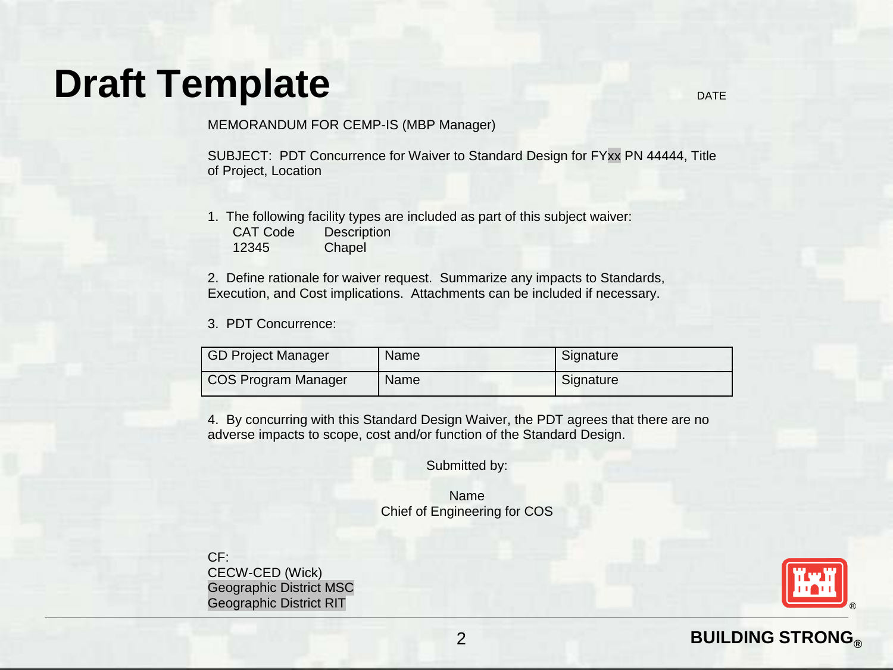# Draft Template

DATE

MEMORANDUM FOR CEMP-IS (MBP Manager)

SUBJECT: PDT Concurrence for Waiver to Standard Design for FYxx PN 44444, Title of Project, Location

1. The following facility types are included as part of this subject waiver:

| CAT Code | Description |
|---|---|
| 12345 | Chapel |

2. Define rationale for waiver request. Summarize any impacts to Standards, Execution, and Cost implications. Attachments can be included if necessary.

3. PDT Concurrence:

| | | |
|---|---|---|
| GD Project Manager | Name | Signature |
| COS Program Manager | Name | Signature |

4. By concurring with this Standard Design Waiver, the PDT agrees that there are no adverse impacts to scope, cost and/or function of the Standard Design.

Submitted by:

Name
Chief of Engineering for COS

CF:
CECW-CED (Wick)
Geographic District MSC
Geographic District RIT

BUILDING STRONG®